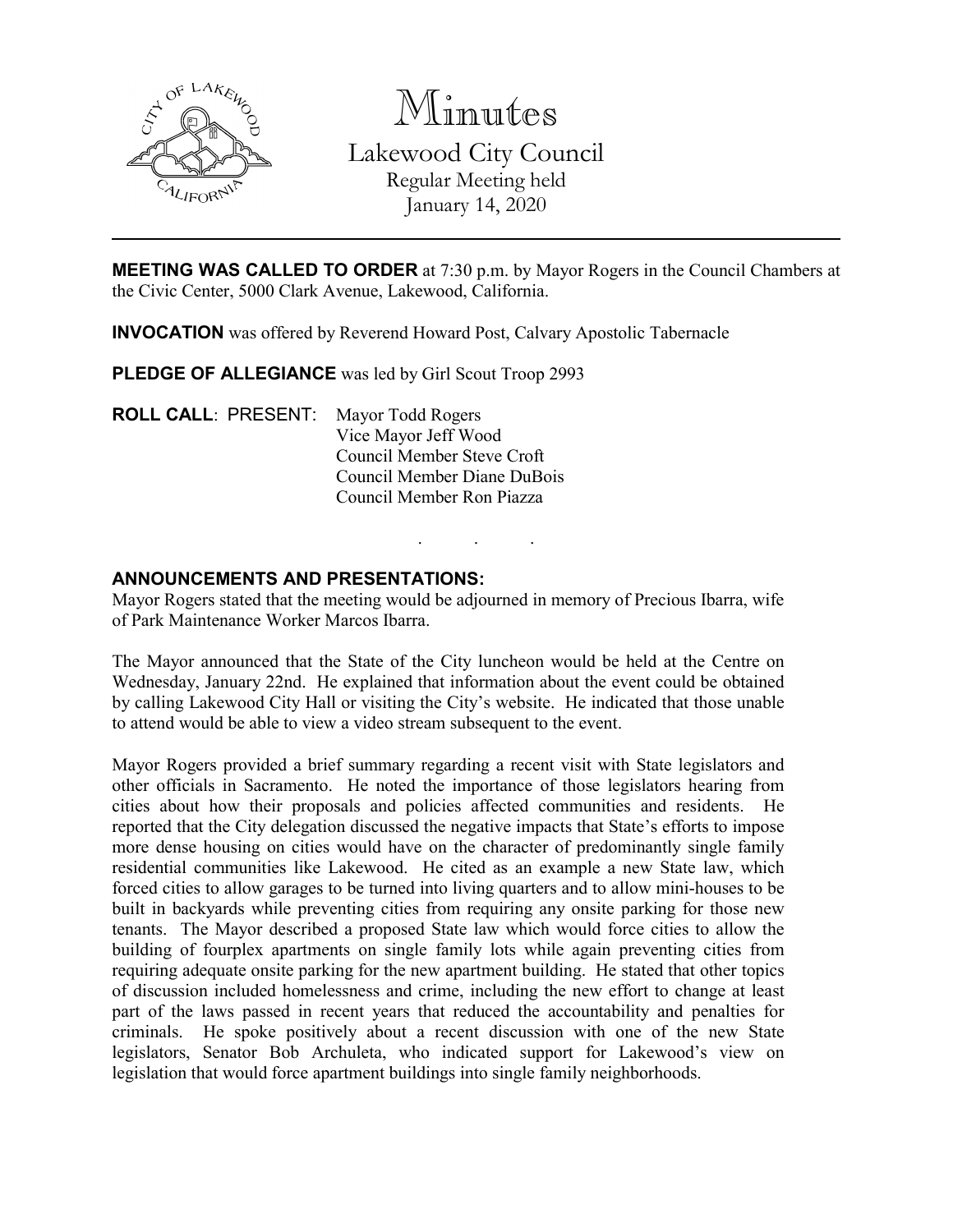# Minutes

## Lakewood City Council

Regular Meeting held
January 14, 2020

---

**MEETING WAS CALLED TO ORDER** at 7:30 p.m. by Mayor Rogers in the Council Chambers at the Civic Center, 5000 Clark Avenue, Lakewood, California.

**INVOCATION** was offered by Reverend Howard Post, Calvary Apostolic Tabernacle

**PLEDGE OF ALLEGIANCE** was led by Girl Scout Troop 2993

**ROLL CALL**: PRESENT: Mayor Todd Rogers
Vice Mayor Jeff Wood
Council Member Steve Croft
Council Member Diane DuBois
Council Member Ron Piazza

. . .

**ANNOUNCEMENTS AND PRESENTATIONS:**

Mayor Rogers stated that the meeting would be adjourned in memory of Precious Ibarra, wife of Park Maintenance Worker Marcos Ibarra.

The Mayor announced that the State of the City luncheon would be held at the Centre on Wednesday, January 22nd. He explained that information about the event could be obtained by calling Lakewood City Hall or visiting the City's website. He indicated that those unable to attend would be able to view a video stream subsequent to the event.

Mayor Rogers provided a brief summary regarding a recent visit with State legislators and other officials in Sacramento. He noted the importance of those legislators hearing from cities about how their proposals and policies affected communities and residents. He reported that the City delegation discussed the negative impacts that State's efforts to impose more dense housing on cities would have on the character of predominantly single family residential communities like Lakewood. He cited as an example a new State law, which forced cities to allow garages to be turned into living quarters and to allow mini-houses to be built in backyards while preventing cities from requiring any onsite parking for those new tenants. The Mayor described a proposed State law which would force cities to allow the building of fourplex apartments on single family lots while again preventing cities from requiring adequate onsite parking for the new apartment building. He stated that other topics of discussion included homelessness and crime, including the new effort to change at least part of the laws passed in recent years that reduced the accountability and penalties for criminals. He spoke positively about a recent discussion with one of the new State legislators, Senator Bob Archuleta, who indicated support for Lakewood's view on legislation that would force apartment buildings into single family neighborhoods.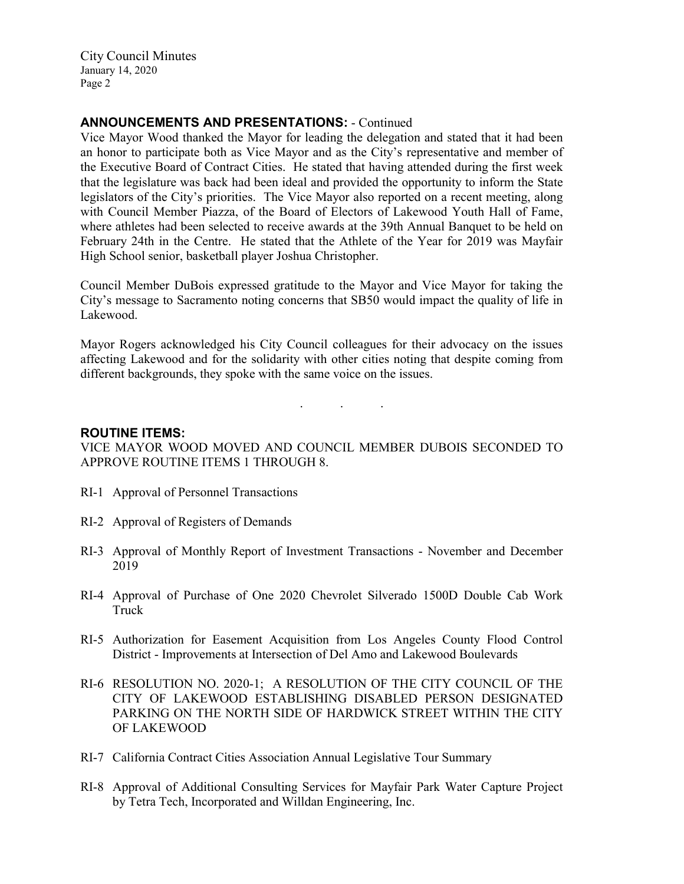## ANNOUNCEMENTS AND PRESENTATIONS: - Continued

Vice Mayor Wood thanked the Mayor for leading the delegation and stated that it had been an honor to participate both as Vice Mayor and as the City's representative and member of the Executive Board of Contract Cities. He stated that having attended during the first week that the legislature was back had been ideal and provided the opportunity to inform the State legislators of the City's priorities. The Vice Mayor also reported on a recent meeting, along with Council Member Piazza, of the Board of Electors of Lakewood Youth Hall of Fame, where athletes had been selected to receive awards at the 39th Annual Banquet to be held on February 24th in the Centre. He stated that the Athlete of the Year for 2019 was Mayfair High School senior, basketball player Joshua Christopher.

Council Member DuBois expressed gratitude to the Mayor and Vice Mayor for taking the City's message to Sacramento noting concerns that SB50 would impact the quality of life in Lakewood.

Mayor Rogers acknowledged his City Council colleagues for their advocacy on the issues affecting Lakewood and for the solidarity with other cities noting that despite coming from different backgrounds, they spoke with the same voice on the issues.

. . .

## ROUTINE ITEMS:

VICE MAYOR WOOD MOVED AND COUNCIL MEMBER DUBOIS SECONDED TO APPROVE ROUTINE ITEMS 1 THROUGH 8.

RI-1 Approval of Personnel Transactions

RI-2 Approval of Registers of Demands

RI-3 Approval of Monthly Report of Investment Transactions - November and December 2019

RI-4 Approval of Purchase of One 2020 Chevrolet Silverado 1500D Double Cab Work Truck

RI-5 Authorization for Easement Acquisition from Los Angeles County Flood Control District - Improvements at Intersection of Del Amo and Lakewood Boulevards

RI-6 RESOLUTION NO. 2020-1; A RESOLUTION OF THE CITY COUNCIL OF THE CITY OF LAKEWOOD ESTABLISHING DISABLED PERSON DESIGNATED PARKING ON THE NORTH SIDE OF HARDWICK STREET WITHIN THE CITY OF LAKEWOOD

RI-7 California Contract Cities Association Annual Legislative Tour Summary

RI-8 Approval of Additional Consulting Services for Mayfair Park Water Capture Project by Tetra Tech, Incorporated and Willdan Engineering, Inc.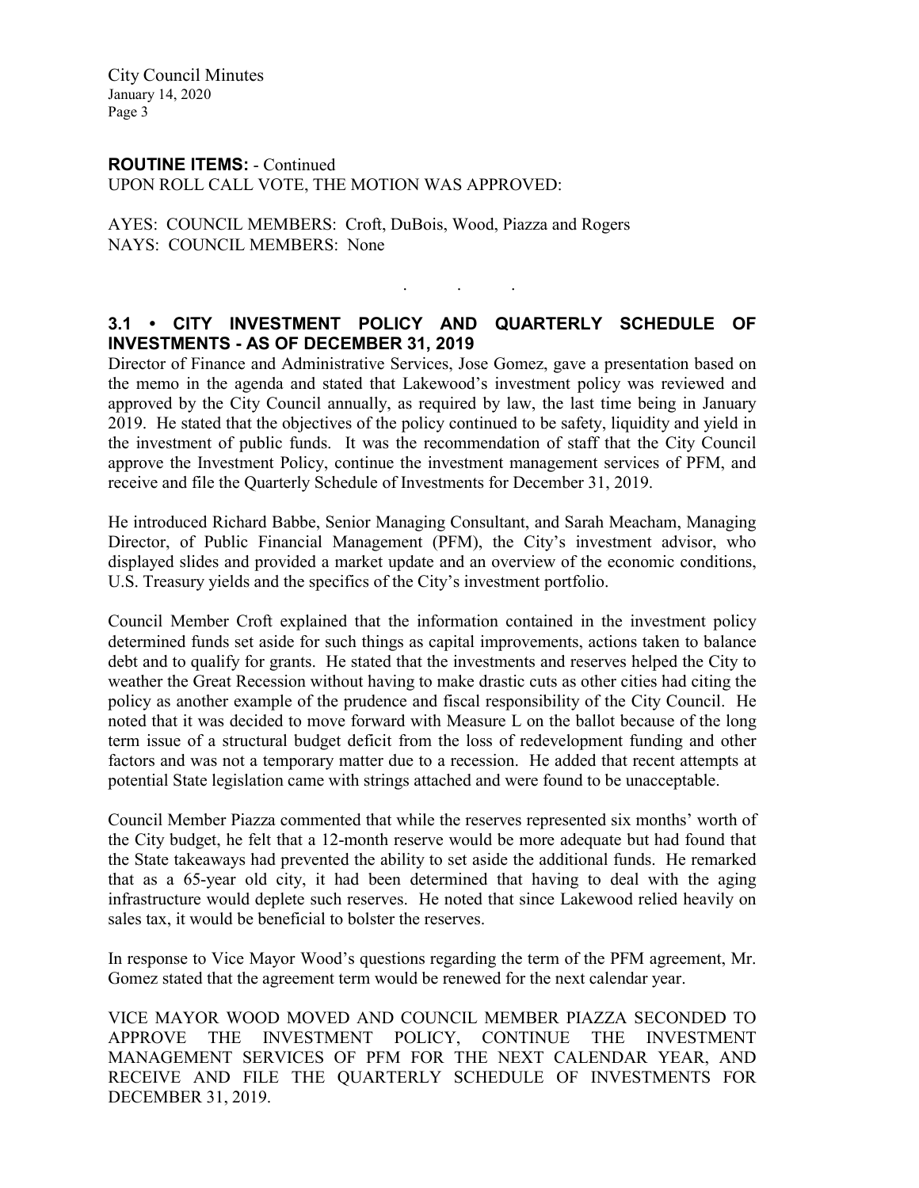**ROUTINE ITEMS:** - Continued
UPON ROLL CALL VOTE, THE MOTION WAS APPROVED:

AYES: COUNCIL MEMBERS: Croft, DuBois, Wood, Piazza and Rogers
NAYS: COUNCIL MEMBERS: None

. . .

### 3.1 • CITY INVESTMENT POLICY AND QUARTERLY SCHEDULE OF INVESTMENTS - AS OF DECEMBER 31, 2019

Director of Finance and Administrative Services, Jose Gomez, gave a presentation based on the memo in the agenda and stated that Lakewood's investment policy was reviewed and approved by the City Council annually, as required by law, the last time being in January 2019. He stated that the objectives of the policy continued to be safety, liquidity and yield in the investment of public funds. It was the recommendation of staff that the City Council approve the Investment Policy, continue the investment management services of PFM, and receive and file the Quarterly Schedule of Investments for December 31, 2019.

He introduced Richard Babbe, Senior Managing Consultant, and Sarah Meacham, Managing Director, of Public Financial Management (PFM), the City's investment advisor, who displayed slides and provided a market update and an overview of the economic conditions, U.S. Treasury yields and the specifics of the City's investment portfolio.

Council Member Croft explained that the information contained in the investment policy determined funds set aside for such things as capital improvements, actions taken to balance debt and to qualify for grants. He stated that the investments and reserves helped the City to weather the Great Recession without having to make drastic cuts as other cities had citing the policy as another example of the prudence and fiscal responsibility of the City Council. He noted that it was decided to move forward with Measure L on the ballot because of the long term issue of a structural budget deficit from the loss of redevelopment funding and other factors and was not a temporary matter due to a recession. He added that recent attempts at potential State legislation came with strings attached and were found to be unacceptable.

Council Member Piazza commented that while the reserves represented six months' worth of the City budget, he felt that a 12-month reserve would be more adequate but had found that the State takeaways had prevented the ability to set aside the additional funds. He remarked that as a 65-year old city, it had been determined that having to deal with the aging infrastructure would deplete such reserves. He noted that since Lakewood relied heavily on sales tax, it would be beneficial to bolster the reserves.

In response to Vice Mayor Wood's questions regarding the term of the PFM agreement, Mr. Gomez stated that the agreement term would be renewed for the next calendar year.

VICE MAYOR WOOD MOVED AND COUNCIL MEMBER PIAZZA SECONDED TO APPROVE THE INVESTMENT POLICY, CONTINUE THE INVESTMENT MANAGEMENT SERVICES OF PFM FOR THE NEXT CALENDAR YEAR, AND RECEIVE AND FILE THE QUARTERLY SCHEDULE OF INVESTMENTS FOR DECEMBER 31, 2019.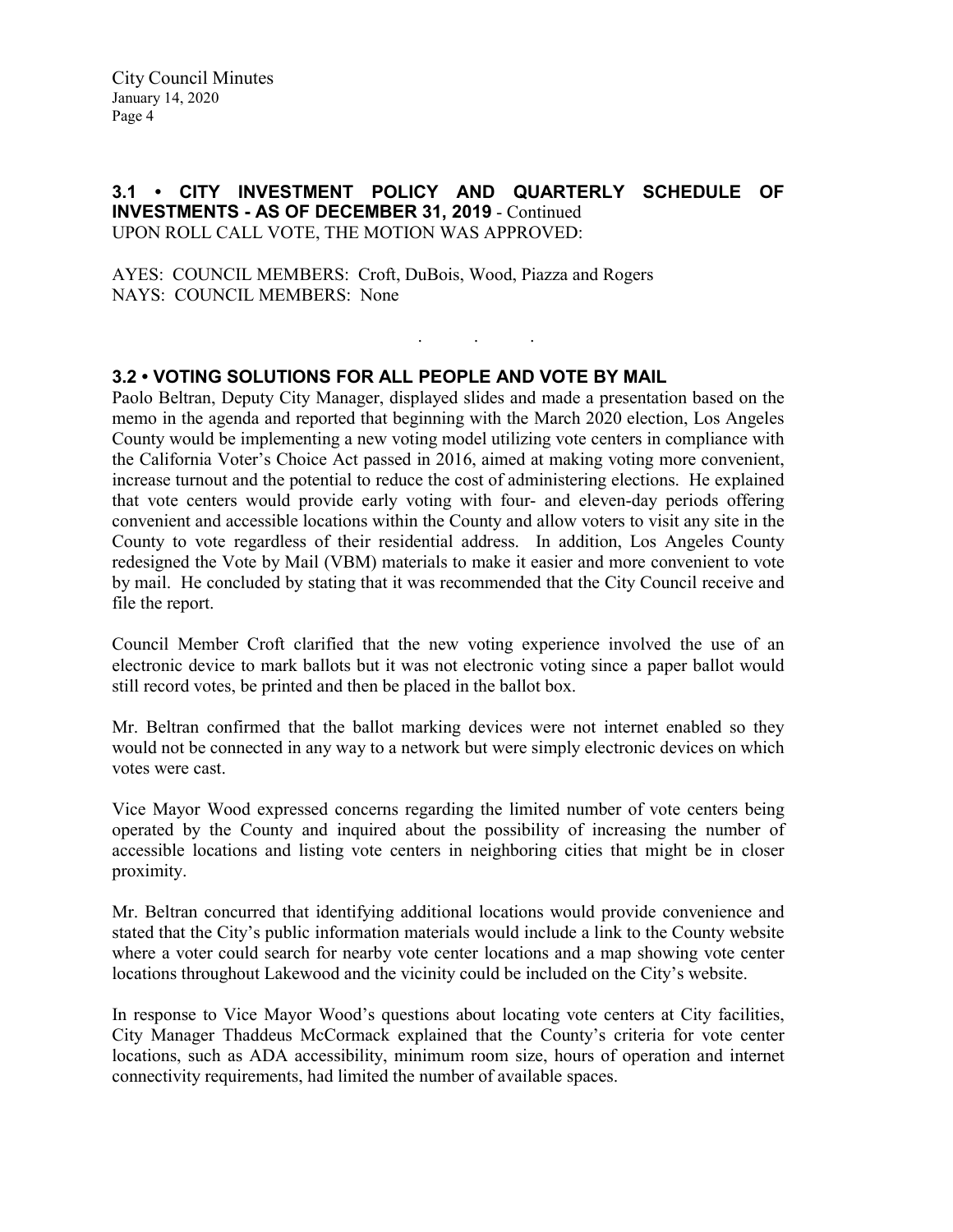**3.1 • CITY INVESTMENT POLICY AND QUARTERLY SCHEDULE OF INVESTMENTS - AS OF DECEMBER 31, 2019** - Continued
UPON ROLL CALL VOTE, THE MOTION WAS APPROVED:

AYES: COUNCIL MEMBERS: Croft, DuBois, Wood, Piazza and Rogers
NAYS: COUNCIL MEMBERS: None

. . .

**3.2 • VOTING SOLUTIONS FOR ALL PEOPLE AND VOTE BY MAIL**
Paolo Beltran, Deputy City Manager, displayed slides and made a presentation based on the memo in the agenda and reported that beginning with the March 2020 election, Los Angeles County would be implementing a new voting model utilizing vote centers in compliance with the California Voter's Choice Act passed in 2016, aimed at making voting more convenient, increase turnout and the potential to reduce the cost of administering elections. He explained that vote centers would provide early voting with four- and eleven-day periods offering convenient and accessible locations within the County and allow voters to visit any site in the County to vote regardless of their residential address. In addition, Los Angeles County redesigned the Vote by Mail (VBM) materials to make it easier and more convenient to vote by mail. He concluded by stating that it was recommended that the City Council receive and file the report.

Council Member Croft clarified that the new voting experience involved the use of an electronic device to mark ballots but it was not electronic voting since a paper ballot would still record votes, be printed and then be placed in the ballot box.

Mr. Beltran confirmed that the ballot marking devices were not internet enabled so they would not be connected in any way to a network but were simply electronic devices on which votes were cast.

Vice Mayor Wood expressed concerns regarding the limited number of vote centers being operated by the County and inquired about the possibility of increasing the number of accessible locations and listing vote centers in neighboring cities that might be in closer proximity.

Mr. Beltran concurred that identifying additional locations would provide convenience and stated that the City's public information materials would include a link to the County website where a voter could search for nearby vote center locations and a map showing vote center locations throughout Lakewood and the vicinity could be included on the City's website.

In response to Vice Mayor Wood's questions about locating vote centers at City facilities, City Manager Thaddeus McCormack explained that the County's criteria for vote center locations, such as ADA accessibility, minimum room size, hours of operation and internet connectivity requirements, had limited the number of available spaces.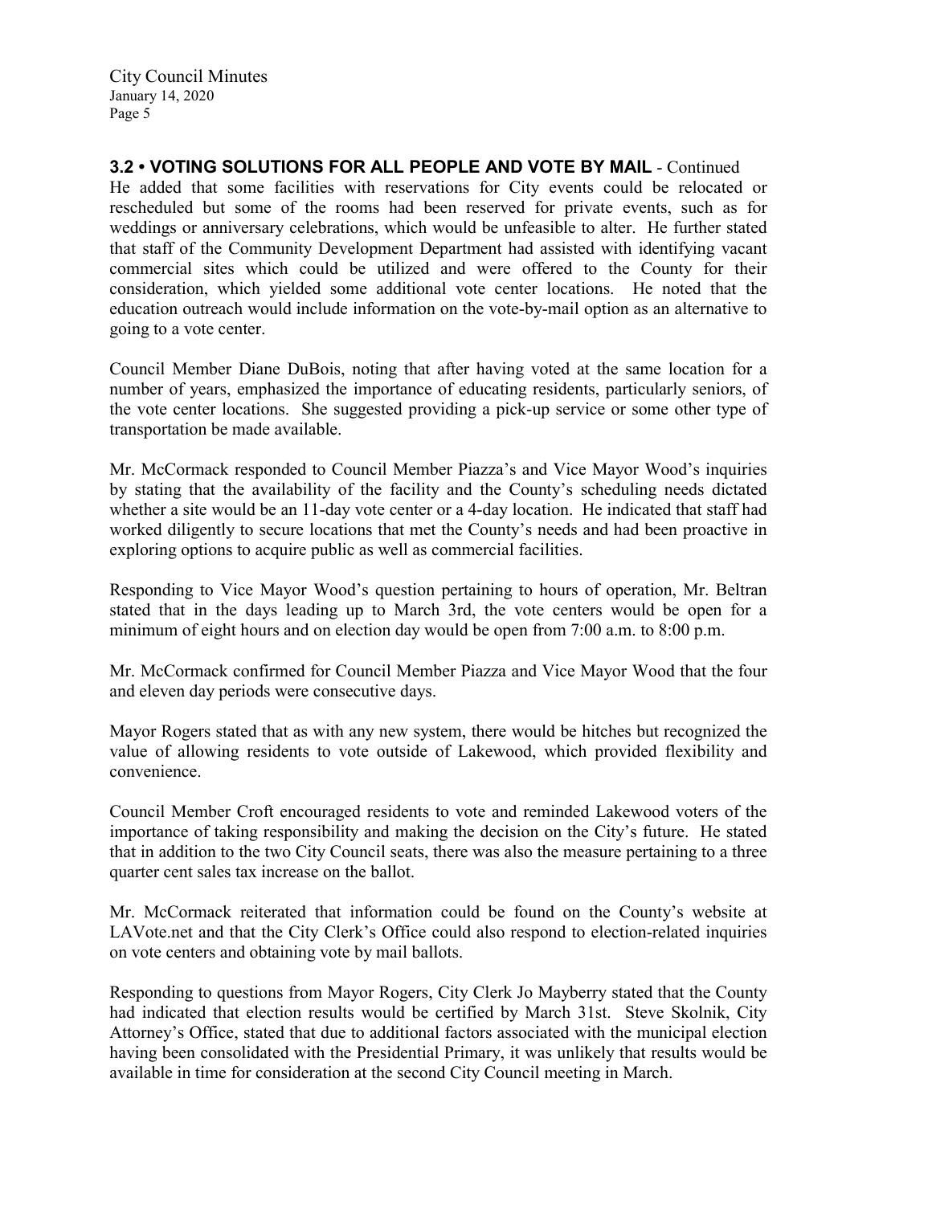### 3.2 • VOTING SOLUTIONS FOR ALL PEOPLE AND VOTE BY MAIL - Continued

He added that some facilities with reservations for City events could be relocated or rescheduled but some of the rooms had been reserved for private events, such as for weddings or anniversary celebrations, which would be unfeasible to alter. He further stated that staff of the Community Development Department had assisted with identifying vacant commercial sites which could be utilized and were offered to the County for their consideration, which yielded some additional vote center locations. He noted that the education outreach would include information on the vote-by-mail option as an alternative to going to a vote center.

Council Member Diane DuBois, noting that after having voted at the same location for a number of years, emphasized the importance of educating residents, particularly seniors, of the vote center locations. She suggested providing a pick-up service or some other type of transportation be made available.

Mr. McCormack responded to Council Member Piazza's and Vice Mayor Wood's inquiries by stating that the availability of the facility and the County's scheduling needs dictated whether a site would be an 11-day vote center or a 4-day location. He indicated that staff had worked diligently to secure locations that met the County's needs and had been proactive in exploring options to acquire public as well as commercial facilities.

Responding to Vice Mayor Wood's question pertaining to hours of operation, Mr. Beltran stated that in the days leading up to March 3rd, the vote centers would be open for a minimum of eight hours and on election day would be open from 7:00 a.m. to 8:00 p.m.

Mr. McCormack confirmed for Council Member Piazza and Vice Mayor Wood that the four and eleven day periods were consecutive days.

Mayor Rogers stated that as with any new system, there would be hitches but recognized the value of allowing residents to vote outside of Lakewood, which provided flexibility and convenience.

Council Member Croft encouraged residents to vote and reminded Lakewood voters of the importance of taking responsibility and making the decision on the City's future. He stated that in addition to the two City Council seats, there was also the measure pertaining to a three quarter cent sales tax increase on the ballot.

Mr. McCormack reiterated that information could be found on the County's website at LAVote.net and that the City Clerk's Office could also respond to election-related inquiries on vote centers and obtaining vote by mail ballots.

Responding to questions from Mayor Rogers, City Clerk Jo Mayberry stated that the County had indicated that election results would be certified by March 31st. Steve Skolnik, City Attorney's Office, stated that due to additional factors associated with the municipal election having been consolidated with the Presidential Primary, it was unlikely that results would be available in time for consideration at the second City Council meeting in March.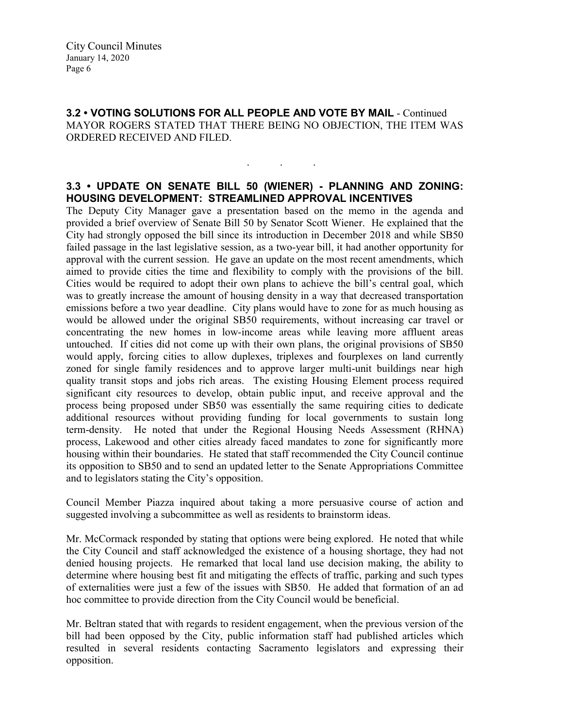**3.2 • VOTING SOLUTIONS FOR ALL PEOPLE AND VOTE BY MAIL** - Continued
MAYOR ROGERS STATED THAT THERE BEING NO OBJECTION, THE ITEM WAS ORDERED RECEIVED AND FILED.

. . .

**3.3 • UPDATE ON SENATE BILL 50 (WIENER) - PLANNING AND ZONING: HOUSING DEVELOPMENT: STREAMLINED APPROVAL INCENTIVES**

The Deputy City Manager gave a presentation based on the memo in the agenda and provided a brief overview of Senate Bill 50 by Senator Scott Wiener. He explained that the City had strongly opposed the bill since its introduction in December 2018 and while SB50 failed passage in the last legislative session, as a two-year bill, it had another opportunity for approval with the current session. He gave an update on the most recent amendments, which aimed to provide cities the time and flexibility to comply with the provisions of the bill. Cities would be required to adopt their own plans to achieve the bill's central goal, which was to greatly increase the amount of housing density in a way that decreased transportation emissions before a two year deadline. City plans would have to zone for as much housing as would be allowed under the original SB50 requirements, without increasing car travel or concentrating the new homes in low-income areas while leaving more affluent areas untouched. If cities did not come up with their own plans, the original provisions of SB50 would apply, forcing cities to allow duplexes, triplexes and fourplexes on land currently zoned for single family residences and to approve larger multi-unit buildings near high quality transit stops and jobs rich areas. The existing Housing Element process required significant city resources to develop, obtain public input, and receive approval and the process being proposed under SB50 was essentially the same requiring cities to dedicate additional resources without providing funding for local governments to sustain long term-density. He noted that under the Regional Housing Needs Assessment (RHNA) process, Lakewood and other cities already faced mandates to zone for significantly more housing within their boundaries. He stated that staff recommended the City Council continue its opposition to SB50 and to send an updated letter to the Senate Appropriations Committee and to legislators stating the City's opposition.

Council Member Piazza inquired about taking a more persuasive course of action and suggested involving a subcommittee as well as residents to brainstorm ideas.

Mr. McCormack responded by stating that options were being explored. He noted that while the City Council and staff acknowledged the existence of a housing shortage, they had not denied housing projects. He remarked that local land use decision making, the ability to determine where housing best fit and mitigating the effects of traffic, parking and such types of externalities were just a few of the issues with SB50. He added that formation of an ad hoc committee to provide direction from the City Council would be beneficial.

Mr. Beltran stated that with regards to resident engagement, when the previous version of the bill had been opposed by the City, public information staff had published articles which resulted in several residents contacting Sacramento legislators and expressing their opposition.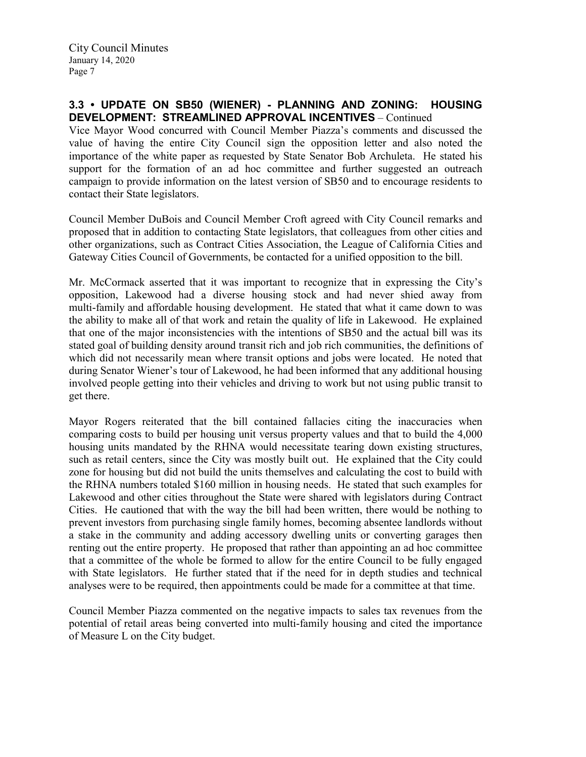### 3.3 • UPDATE ON SB50 (WIENER) - PLANNING AND ZONING: HOUSING DEVELOPMENT: STREAMLINED APPROVAL INCENTIVES – Continued

Vice Mayor Wood concurred with Council Member Piazza's comments and discussed the value of having the entire City Council sign the opposition letter and also noted the importance of the white paper as requested by State Senator Bob Archuleta. He stated his support for the formation of an ad hoc committee and further suggested an outreach campaign to provide information on the latest version of SB50 and to encourage residents to contact their State legislators.

Council Member DuBois and Council Member Croft agreed with City Council remarks and proposed that in addition to contacting State legislators, that colleagues from other cities and other organizations, such as Contract Cities Association, the League of California Cities and Gateway Cities Council of Governments, be contacted for a unified opposition to the bill.

Mr. McCormack asserted that it was important to recognize that in expressing the City's opposition, Lakewood had a diverse housing stock and had never shied away from multi-family and affordable housing development. He stated that what it came down to was the ability to make all of that work and retain the quality of life in Lakewood. He explained that one of the major inconsistencies with the intentions of SB50 and the actual bill was its stated goal of building density around transit rich and job rich communities, the definitions of which did not necessarily mean where transit options and jobs were located. He noted that during Senator Wiener's tour of Lakewood, he had been informed that any additional housing involved people getting into their vehicles and driving to work but not using public transit to get there.

Mayor Rogers reiterated that the bill contained fallacies citing the inaccuracies when comparing costs to build per housing unit versus property values and that to build the 4,000 housing units mandated by the RHNA would necessitate tearing down existing structures, such as retail centers, since the City was mostly built out. He explained that the City could zone for housing but did not build the units themselves and calculating the cost to build with the RHNA numbers totaled $160 million in housing needs. He stated that such examples for Lakewood and other cities throughout the State were shared with legislators during Contract Cities. He cautioned that with the way the bill had been written, there would be nothing to prevent investors from purchasing single family homes, becoming absentee landlords without a stake in the community and adding accessory dwelling units or converting garages then renting out the entire property. He proposed that rather than appointing an ad hoc committee that a committee of the whole be formed to allow for the entire Council to be fully engaged with State legislators. He further stated that if the need for in depth studies and technical analyses were to be required, then appointments could be made for a committee at that time.

Council Member Piazza commented on the negative impacts to sales tax revenues from the potential of retail areas being converted into multi-family housing and cited the importance of Measure L on the City budget.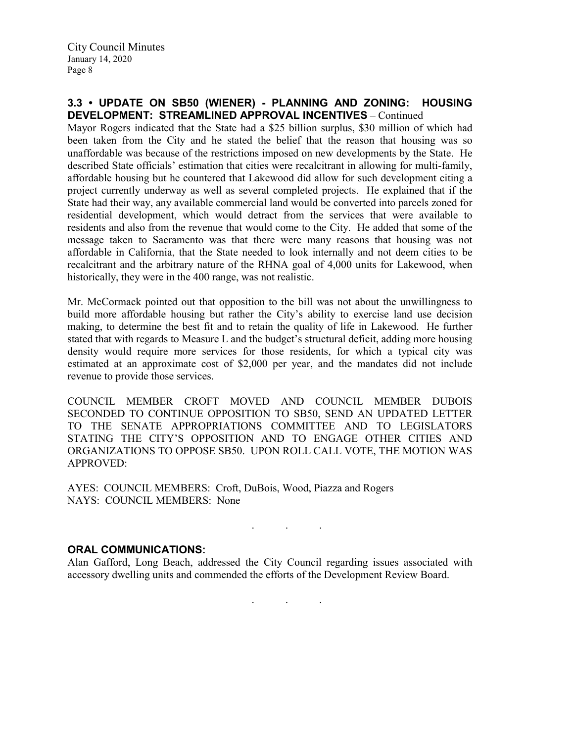### 3.3 • UPDATE ON SB50 (WIENER) - PLANNING AND ZONING: HOUSING DEVELOPMENT: STREAMLINED APPROVAL INCENTIVES – Continued

Mayor Rogers indicated that the State had a $25 billion surplus, $30 million of which had been taken from the City and he stated the belief that the reason that housing was so unaffordable was because of the restrictions imposed on new developments by the State. He described State officials' estimation that cities were recalcitrant in allowing for multi-family, affordable housing but he countered that Lakewood did allow for such development citing a project currently underway as well as several completed projects. He explained that if the State had their way, any available commercial land would be converted into parcels zoned for residential development, which would detract from the services that were available to residents and also from the revenue that would come to the City. He added that some of the message taken to Sacramento was that there were many reasons that housing was not affordable in California, that the State needed to look internally and not deem cities to be recalcitrant and the arbitrary nature of the RHNA goal of 4,000 units for Lakewood, when historically, they were in the 400 range, was not realistic.

Mr. McCormack pointed out that opposition to the bill was not about the unwillingness to build more affordable housing but rather the City's ability to exercise land use decision making, to determine the best fit and to retain the quality of life in Lakewood. He further stated that with regards to Measure L and the budget's structural deficit, adding more housing density would require more services for those residents, for which a typical city was estimated at an approximate cost of $2,000 per year, and the mandates did not include revenue to provide those services.

COUNCIL MEMBER CROFT MOVED AND COUNCIL MEMBER DUBOIS SECONDED TO CONTINUE OPPOSITION TO SB50, SEND AN UPDATED LETTER TO THE SENATE APPROPRIATIONS COMMITTEE AND TO LEGISLATORS STATING THE CITY'S OPPOSITION AND TO ENGAGE OTHER CITIES AND ORGANIZATIONS TO OPPOSE SB50. UPON ROLL CALL VOTE, THE MOTION WAS APPROVED:

AYES: COUNCIL MEMBERS: Croft, DuBois, Wood, Piazza and Rogers
NAYS: COUNCIL MEMBERS: None

. . .

### ORAL COMMUNICATIONS:

Alan Gafford, Long Beach, addressed the City Council regarding issues associated with accessory dwelling units and commended the efforts of the Development Review Board.

. . .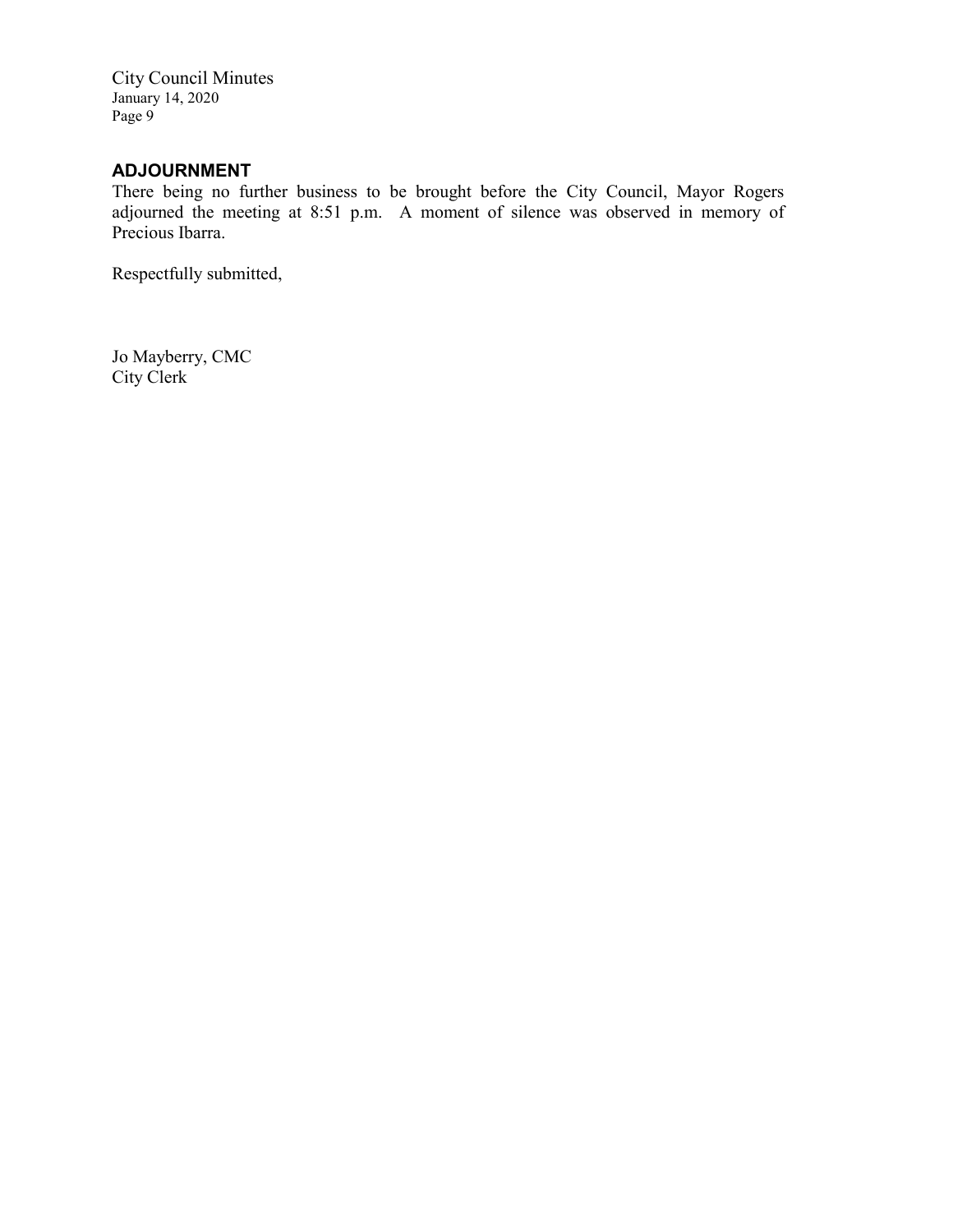## ADJOURNMENT

There being no further business to be brought before the City Council, Mayor Rogers adjourned the meeting at 8:51 p.m. A moment of silence was observed in memory of Precious Ibarra.

Respectfully submitted,

Jo Mayberry, CMC
City Clerk